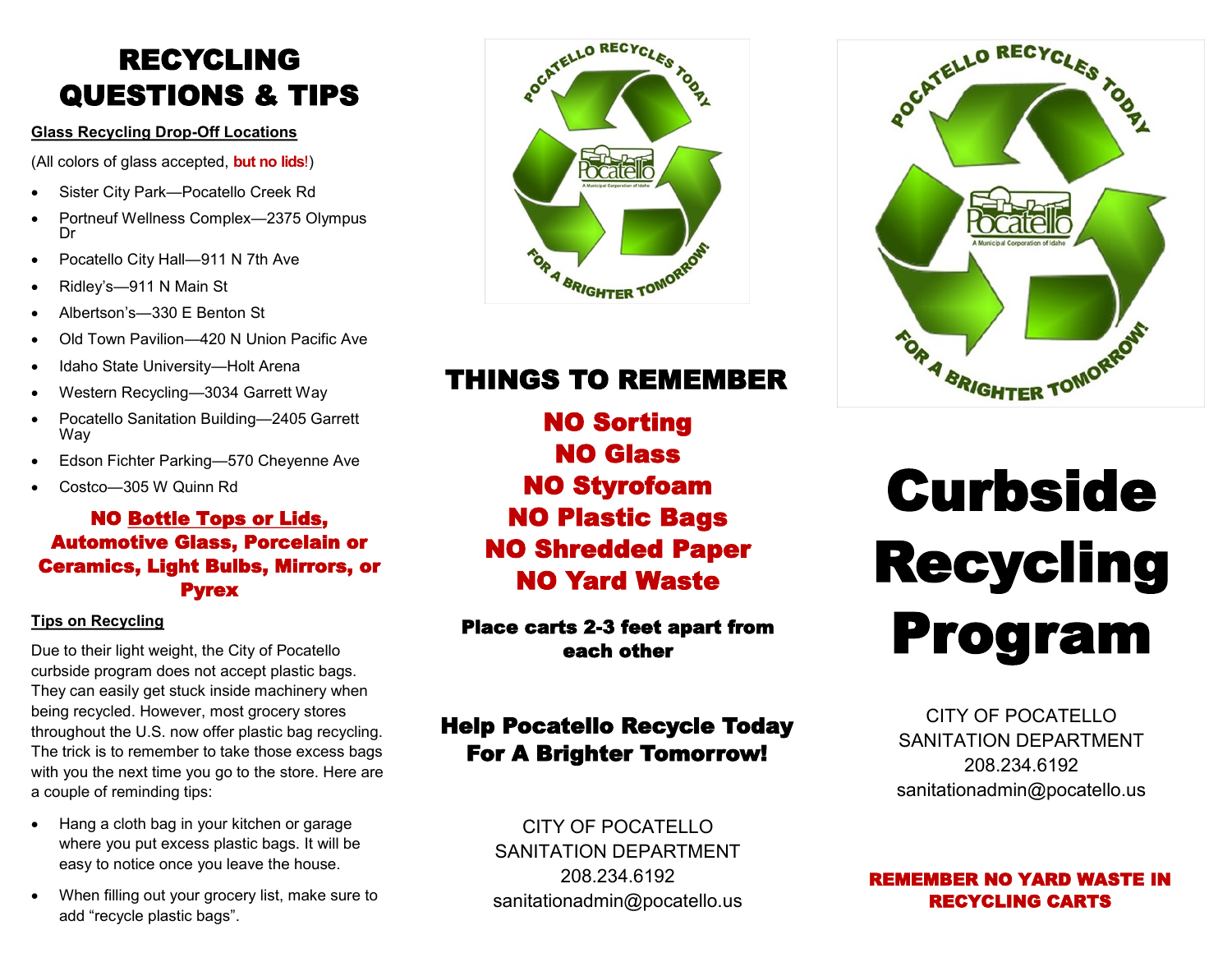# RECYCLING QUESTIONS & TIPS

**Glass Recycling Drop-Off Locations**

(All colors of glass accepted, **but no lids!**)

- Sister City Park—Pocatello Creek Rd
- Portneuf Wellness Complex—2375 Olympus Dr
- Pocatello City Hall—911 N 7th Ave
- Ridley's—911 N Main St
- Albertson's—330 E Benton St
- Old Town Pavilion—420 N Union Pacific Ave
- Idaho State University—Holt Arena
- Western Recycling—3034 Garrett Way
- Pocatello Sanitation Building—2405 Garrett Way
- Edson Fichter Parking—570 Cheyenne Ave
- Costco—305 W Quinn Rd

**NO Bottle Tops or Lids, Automotive Glass, Porcelain or Ceramics, Light Bulbs, Mirrors, or Pyrex**

**Tips on Recycling**

Due to their light weight, the City of Pocatello curbside program does not accept plastic bags. They can easily get stuck inside machinery when being recycled. However, most grocery stores throughout the U.S. now offer plastic bag recycling. The trick is to remember to take those excess bags with you the next time you go to the store. Here are a couple of reminding tips:

- Hang a cloth bag in your kitchen or garage where you put excess plastic bags. It will be easy to notice once you leave the house.
- When filling out your grocery list, make sure to add "recycle plastic bags".

POCATELLO RECYCLES TODAY
Pocatello — A Municipal Corporation of Idaho
FOR A BRIGHTER TOMORROW!

## THINGS TO REMEMBER

**NO Sorting**
**NO Glass**
**NO Styrofoam**
**NO Plastic Bags**
**NO Shredded Paper**
**NO Yard Waste**

**Place carts 2-3 feet apart from each other**

**Help Pocatello Recycle Today For A Brighter Tomorrow!**

CITY OF POCATELLO
SANITATION DEPARTMENT
208.234.6192
sanitationadmin@pocatello.us

POCATELLO RECYCLES TODAY
Pocatello — A Municipal Corporation of Idaho
FOR A BRIGHTER TOMORROW!

# Curbside Recycling Program

CITY OF POCATELLO
SANITATION DEPARTMENT
208.234.6192
sanitationadmin@pocatello.us

**REMEMBER NO YARD WASTE IN RECYCLING CARTS**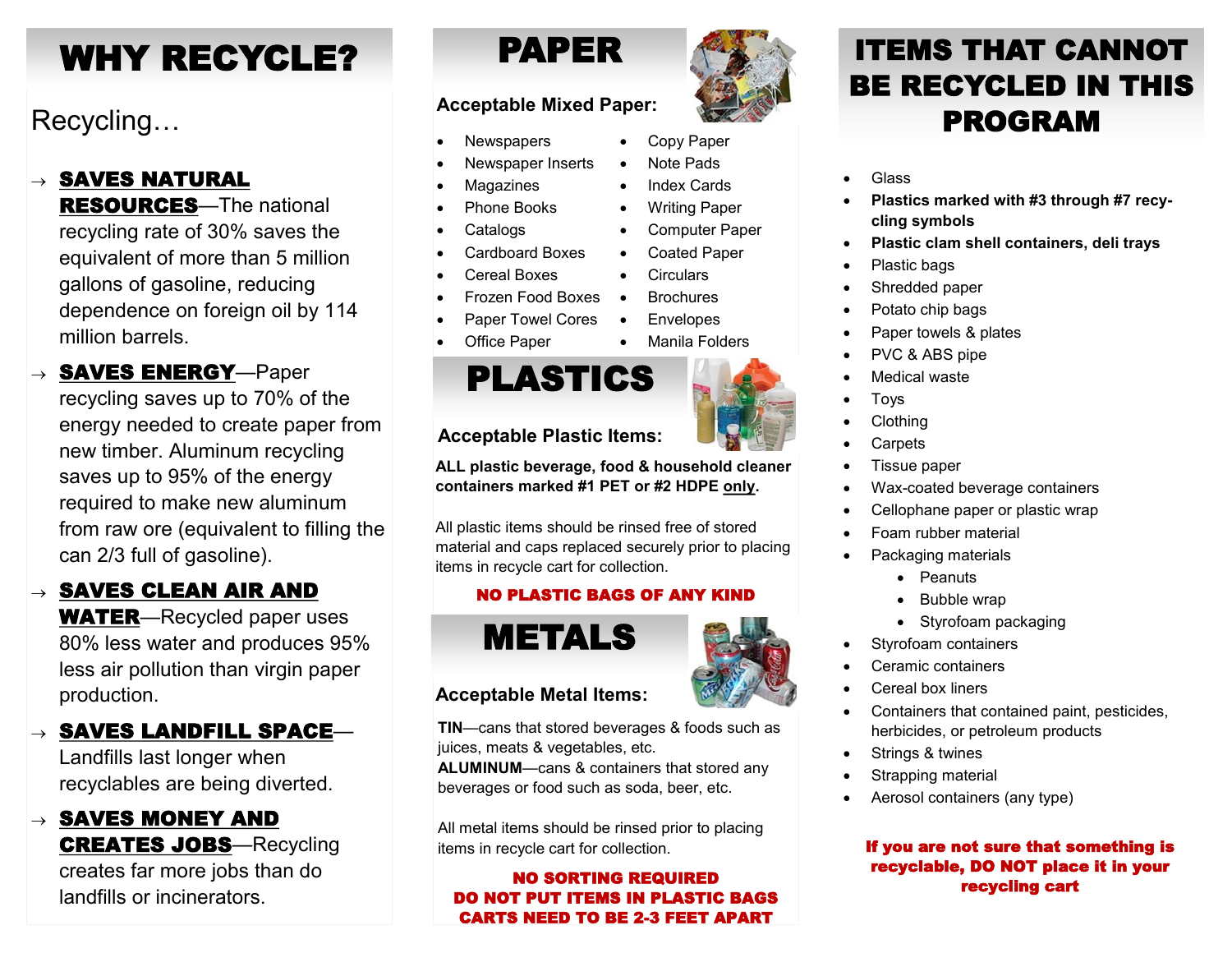# WHY RECYCLE?

Recycling…

→ **SAVES NATURAL RESOURCES**—The national recycling rate of 30% saves the equivalent of more than 5 million gallons of gasoline, reducing dependence on foreign oil by 114 million barrels.

→ **SAVES ENERGY**—Paper recycling saves up to 70% of the energy needed to create paper from new timber. Aluminum recycling saves up to 95% of the energy required to make new aluminum from raw ore (equivalent to filling the can 2/3 full of gasoline).

→ **SAVES CLEAN AIR AND WATER**—Recycled paper uses 80% less water and produces 95% less air pollution than virgin paper production.

→ **SAVES LANDFILL SPACE**—Landfills last longer when recyclables are being diverted.

→ **SAVES MONEY AND CREATES JOBS**—Recycling creates far more jobs than do landfills or incinerators.

# PAPER

**Acceptable Mixed Paper:**

- Newspapers
- Newspaper Inserts
- Magazines
- Phone Books
- Catalogs
- Cardboard Boxes
- Cereal Boxes
- Frozen Food Boxes
- Paper Towel Cores
- Office Paper
- Copy Paper
- Note Pads
- Index Cards
- Writing Paper
- Computer Paper
- Coated Paper
- Circulars
- Brochures
- Envelopes
- Manila Folders

# PLASTICS

**Acceptable Plastic Items:**

**ALL plastic beverage, food & household cleaner containers marked #1 PET or #2 HDPE only.**

All plastic items should be rinsed free of stored material and caps replaced securely prior to placing items in recycle cart for collection.

**NO PLASTIC BAGS OF ANY KIND**

# METALS

**Acceptable Metal Items:**

**TIN**—cans that stored beverages & foods such as juices, meats & vegetables, etc.
**ALUMINUM**—cans & containers that stored any beverages or food such as soda, beer, etc.

All metal items should be rinsed prior to placing items in recycle cart for collection.

**NO SORTING REQUIRED**
**DO NOT PUT ITEMS IN PLASTIC BAGS**
**CARTS NEED TO BE 2-3 FEET APART**

# ITEMS THAT CANNOT BE RECYCLED IN THIS PROGRAM

- Glass
- **Plastics marked with #3 through #7 recycling symbols**
- **Plastic clam shell containers, deli trays**
- Plastic bags
- Shredded paper
- Potato chip bags
- Paper towels & plates
- PVC & ABS pipe
- Medical waste
- Toys
- Clothing
- Carpets
- Tissue paper
- Wax-coated beverage containers
- Cellophane paper or plastic wrap
- Foam rubber material
- Packaging materials
  - Peanuts
  - Bubble wrap
  - Styrofoam packaging
- Styrofoam containers
- Ceramic containers
- Cereal box liners
- Containers that contained paint, pesticides, herbicides, or petroleum products
- Strings & twines
- Strapping material
- Aerosol containers (any type)

**If you are not sure that something is recyclable, DO NOT place it in your recycling cart**